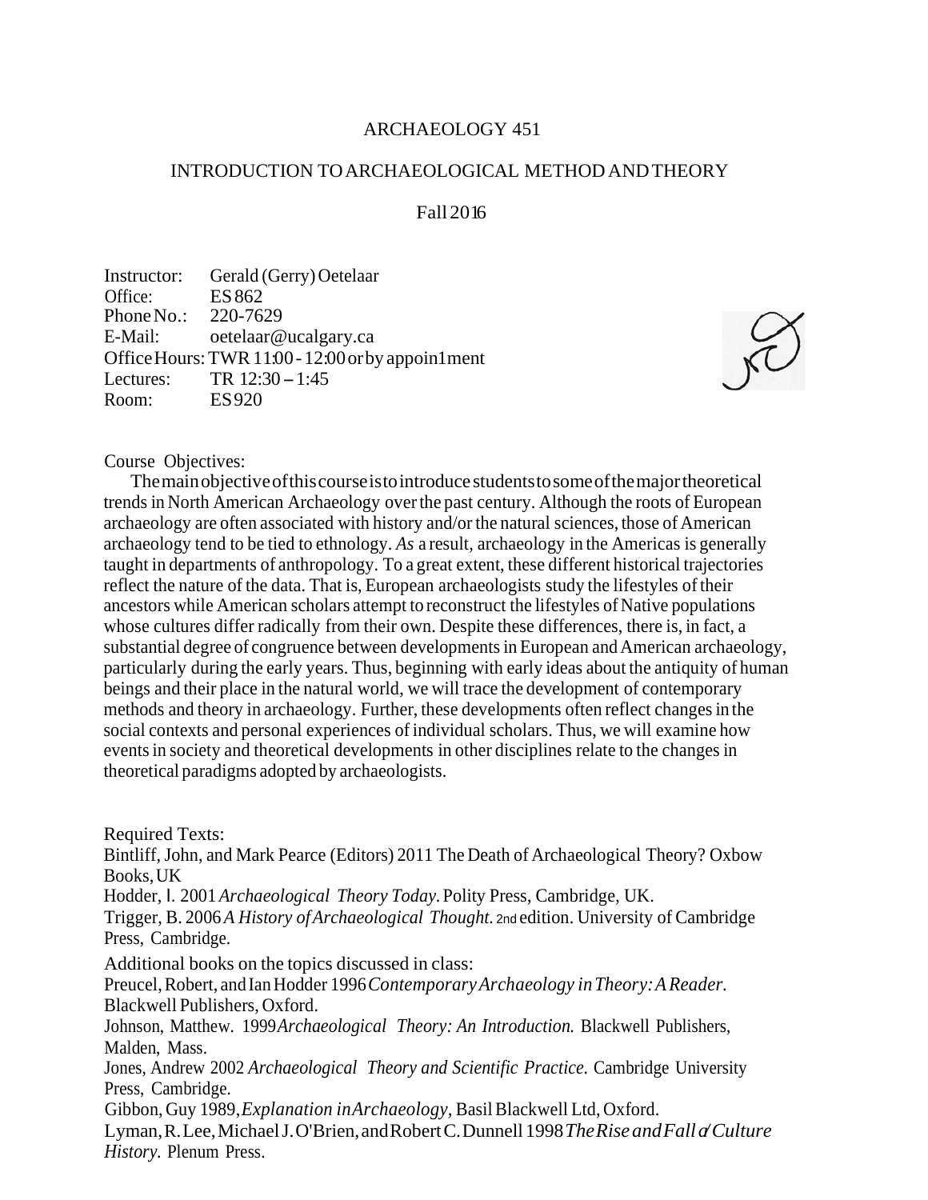# ARCHAEOLOGY 451

## INTRODUCTION TO ARCHAEOLOGICAL METHOD AND THEORY

### Fall 2016

Instructor: Gerald (Gerry) Oetelaar
Office: ES 862
Phone No.: 220-7629
E-Mail: oetelaar@ucalgary.ca
Office Hours: TWR 11:00 - 12:00 or by appoin1ment
Lectures: TR 12:30 – 1:45
Room: ES 920

Course Objectives:

The main objective of this course is to introduce students to some of the major theoretical trends in North American Archaeology over the past century. Although the roots of European archaeology are often associated with history and/or the natural sciences, those of American archaeology tend to be tied to ethnology. *As* a result, archaeology in the Americas is generally taught in departments of anthropology. To a great extent, these different historical trajectories reflect the nature of the data. That is, European archaeologists study the lifestyles of their ancestors while American scholars attempt to reconstruct the lifestyles of Native populations whose cultures differ radically from their own. Despite these differences, there is, in fact, a substantial degree of congruence between developments in European and American archaeology, particularly during the early years. Thus, beginning with early ideas about the antiquity of human beings and their place in the natural world, we will trace the development of contemporary methods and theory in archaeology. Further, these developments often reflect changes in the social contexts and personal experiences of individual scholars. Thus, we will examine how events in society and theoretical developments in other disciplines relate to the changes in theoretical paradigms adopted by archaeologists.

Required Texts:

Bintliff, John, and Mark Pearce (Editors) 2011 The Death of Archaeological Theory? Oxbow Books, UK

Hodder, I. 2001 *Archaeological Theory Today.* Polity Press, Cambridge, UK.

Trigger, B. 2006 *A History of Archaeological Thought.* 2nd edition. University of Cambridge Press, Cambridge.

Additional books on the topics discussed in class:

Preucel, Robert, and Ian Hodder 1996 *Contemporary Archaeology in Theory: A Reader.* Blackwell Publishers, Oxford.

Johnson, Matthew. 1999 *Archaeological Theory: An Introduction.* Blackwell Publishers, Malden, Mass.

Jones, Andrew 2002 *Archaeological Theory and Scientific Practice.* Cambridge University Press, Cambridge.

Gibbon, Guy 1989, *Explanation in Archaeology*, Basil Blackwell Ltd, Oxford.

Lyman, R. Lee, Michael J. O'Brien, and Robert C. Dunnell 1998 *The Rise and Fall of Culture History.* Plenum Press.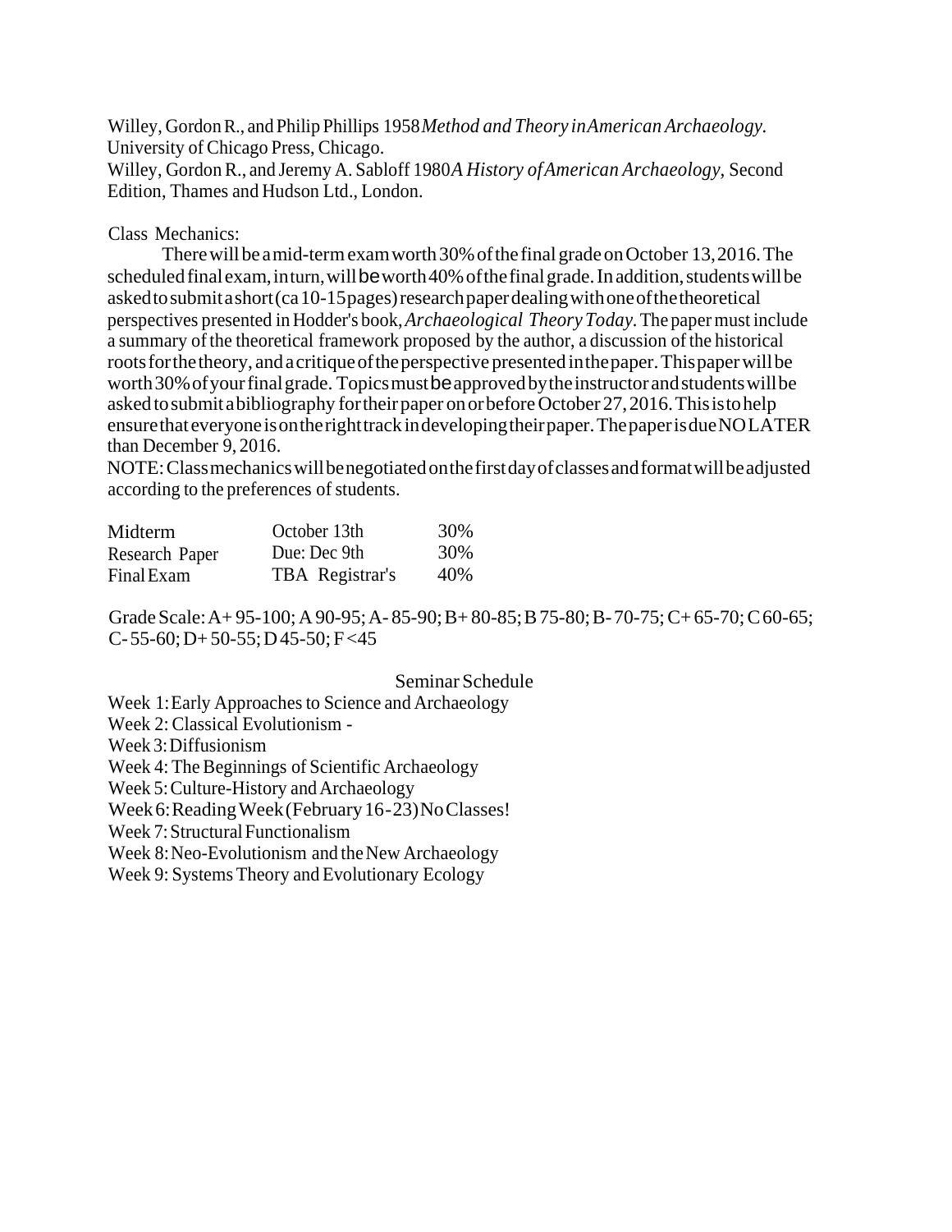Willey, Gordon R., and Philip Phillips 1958 *Method and Theory in American Archaeology*. University of Chicago Press, Chicago.

Willey, Gordon R., and Jeremy A. Sabloff 1980 *A History of American Archaeology*, Second Edition, Thames and Hudson Ltd., London.

Class Mechanics:

There will be a mid-term exam worth 30% of the final grade on October 13, 2016. The scheduled final exam, in turn, will be worth 40% of the final grade. In addition, students will be asked to submit a short (ca 10-15 pages) research paper dealing with one of the theoretical perspectives presented in Hodder's book, *Archaeological Theory Today*. The paper must include a summary of the theoretical framework proposed by the author, a discussion of the historical roots for the theory, and a critique of the perspective presented in the paper. This paper will be worth 30% of your final grade. Topics must be approved by the instructor and students will be asked to submit a bibliography for their paper on or before October 27, 2016. This is to help ensure that everyone is on the right track in developing their paper. The paper is due NO LATER than December 9, 2016.

NOTE: Class mechanics will be negotiated on the first day of classes and format will be adjusted according to the preferences of students.

| | | |
|---|---|---|
| Midterm | October 13th | 30% |
| Research Paper | Due: Dec 9th | 30% |
| Final Exam | TBA Registrar's | 40% |

Grade Scale: A+ 95-100; A 90-95; A- 85-90; B+ 80-85; B 75-80; B- 70-75; C+ 65-70; C 60-65; C- 55-60; D+ 50-55; D 45-50; F <45

## Seminar Schedule

Week 1: Early Approaches to Science and Archaeology
Week 2: Classical Evolutionism -
Week 3: Diffusionism
Week 4: The Beginnings of Scientific Archaeology
Week 5: Culture-History and Archaeology
Week 6: Reading Week (February 16-23) No Classes!
Week 7: Structural Functionalism
Week 8: Neo-Evolutionism and the New Archaeology
Week 9: Systems Theory and Evolutionary Ecology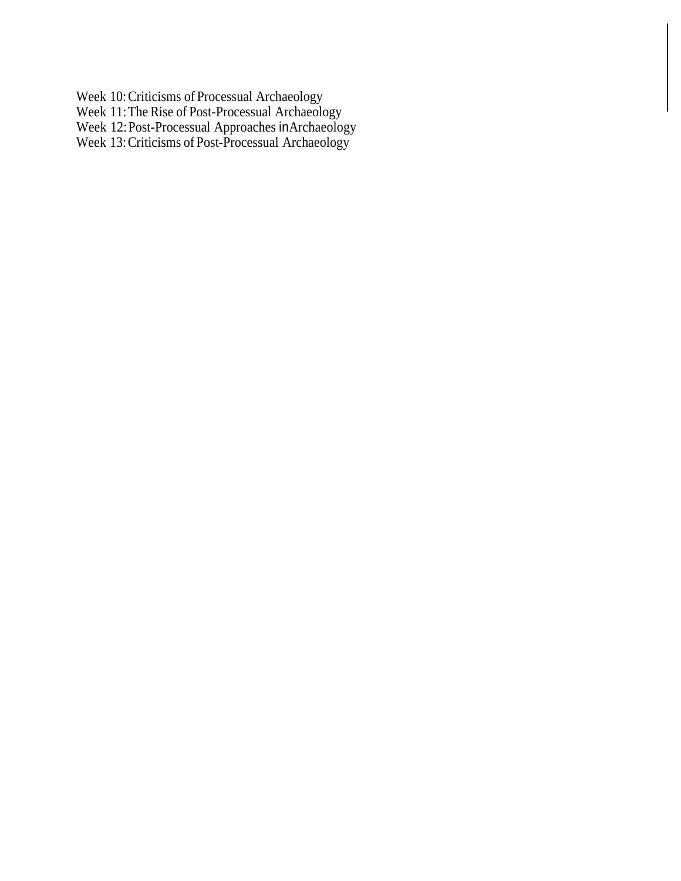Week 10: Criticisms of Processual Archaeology
Week 11: The Rise of Post-Processual Archaeology
Week 12: Post-Processual Approaches in Archaeology
Week 13: Criticisms of Post-Processual Archaeology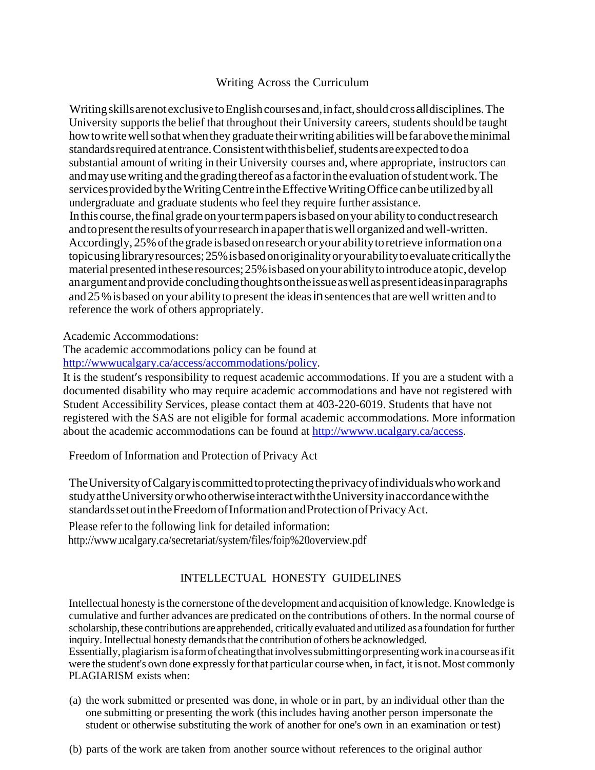## Writing Across the Curriculum

Writing skills are not exclusive to English courses and, in fact, should cross all disciplines. The University supports the belief that throughout their University careers, students should be taught how to write well so that when they graduate their writing abilities will be far above the minimal standards required at entrance. Consistent with this belief, students are expected to do a substantial amount of writing in their University courses and, where appropriate, instructors can and may use writing and the grading thereof as a factor in the evaluation of student work. The services provided by the Writing Centre in the Effective Writing Office can be utilized by all undergraduate and graduate students who feel they require further assistance.
In this course, the final grade on your term papers is based on your ability to conduct research and to present the results of your research in a paper that is well organized and well-written. Accordingly, 25% of the grade is based on research or your ability to retrieve information on a topic using library resources; 25% is based on originality or your ability to evaluate critically the material presented in these resources; 25% is based on your ability to introduce a topic, develop an argument and provide concluding thoughts on the issue as well as present ideas in paragraphs and 25 % is based on your ability to present the ideas in sentences that are well written and to reference the work of others appropriately.

Academic Accommodations:
The academic accommodations policy can be found at
http://wwwucalgary.ca/access/accommodations/policy.
It is the student's responsibility to request academic accommodations. If you are a student with a documented disability who may require academic accommodations and have not registered with Student Accessibility Services, please contact them at 403-220-6019. Students that have not registered with the SAS are not eligible for formal academic accommodations. More information about the academic accommodations can be found at http://wwww.ucalgary.ca/access.

Freedom of Information and Protection of Privacy Act

The University of Calgary is committed to protecting the privacy of individuals who work and study at the University or who otherwise interact with the University in accordance with the standards set out in the Freedom of Information and Protection of Privacy Act.

Please refer to the following link for detailed information:
http://www.ucalgary.ca/secretariat/system/files/foip%20overview.pdf

## INTELLECTUAL HONESTY GUIDELINES

Intellectual honesty is the cornerstone of the development and acquisition of knowledge. Knowledge is cumulative and further advances are predicated on the contributions of others. In the normal course of scholarship, these contributions are apprehended, critically evaluated and utilized as a foundation for further inquiry. Intellectual honesty demands that the contribution of others be acknowledged.
Essentially, plagiarism is a form of cheating that involves submitting or presenting work in a course as if it were the student's own done expressly for that particular course when, in fact, it is not. Most commonly PLAGIARISM exists when:

(a) the work submitted or presented was done, in whole or in part, by an individual other than the one submitting or presenting the work (this includes having another person impersonate the student or otherwise substituting the work of another for one's own in an examination or test)

(b) parts of the work are taken from another source without references to the original author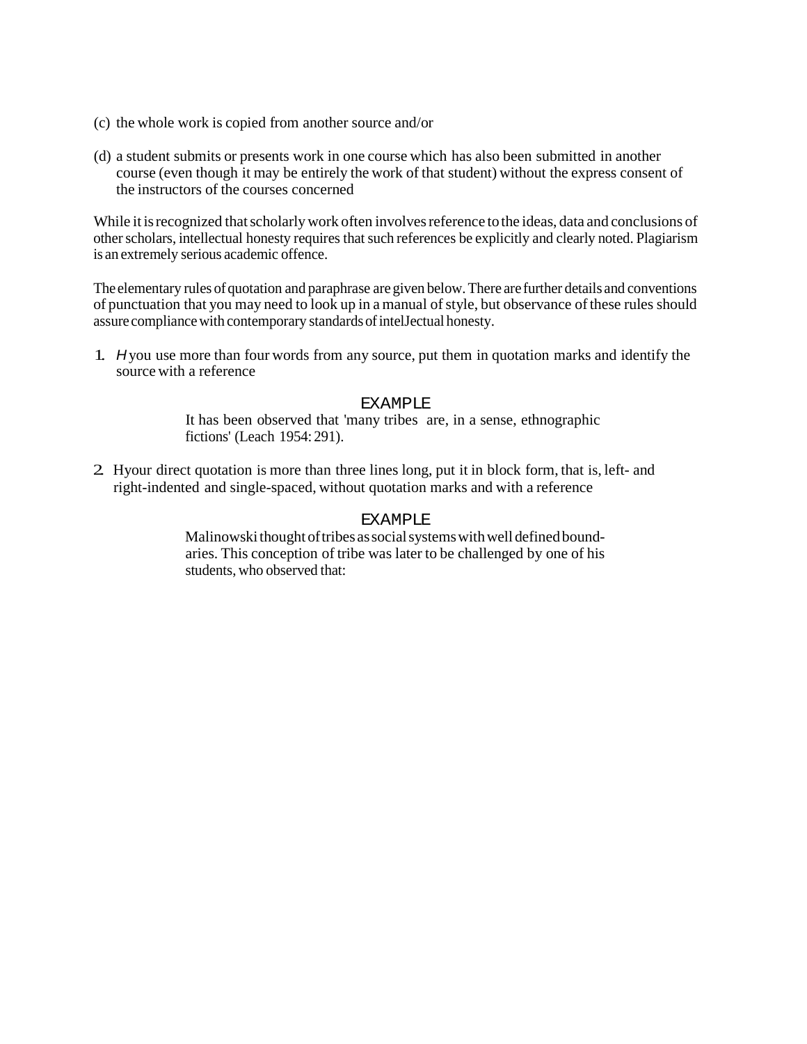(c) the whole work is copied from another source and/or

(d) a student submits or presents work in one course which has also been submitted in another course (even though it may be entirely the work of that student) without the express consent of the instructors of the courses concerned

While it is recognized that scholarly work often involves reference to the ideas, data and conclusions of other scholars, intellectual honesty requires that such references be explicitly and clearly noted. Plagiarism is an extremely serious academic offence.

The elementary rules of quotation and paraphrase are given below. There are further details and conventions of punctuation that you may need to look up in a manual of style, but observance of these rules should assure compliance with contemporary standards of intelJectual honesty.

1. *H* you use more than four words from any source, put them in quotation marks and identify the source with a reference

> EXAMPLE
>
> It has been observed that 'many tribes are, in a sense, ethnographic fictions' (Leach 1954: 291).

2. Hyour direct quotation is more than three lines long, put it in block form, that is, left- and right-indented and single-spaced, without quotation marks and with a reference

> EXAMPLE
>
> Malinowski thought of tribes as social systems with well defined boundaries. This conception of tribe was later to be challenged by one of his students, who observed that: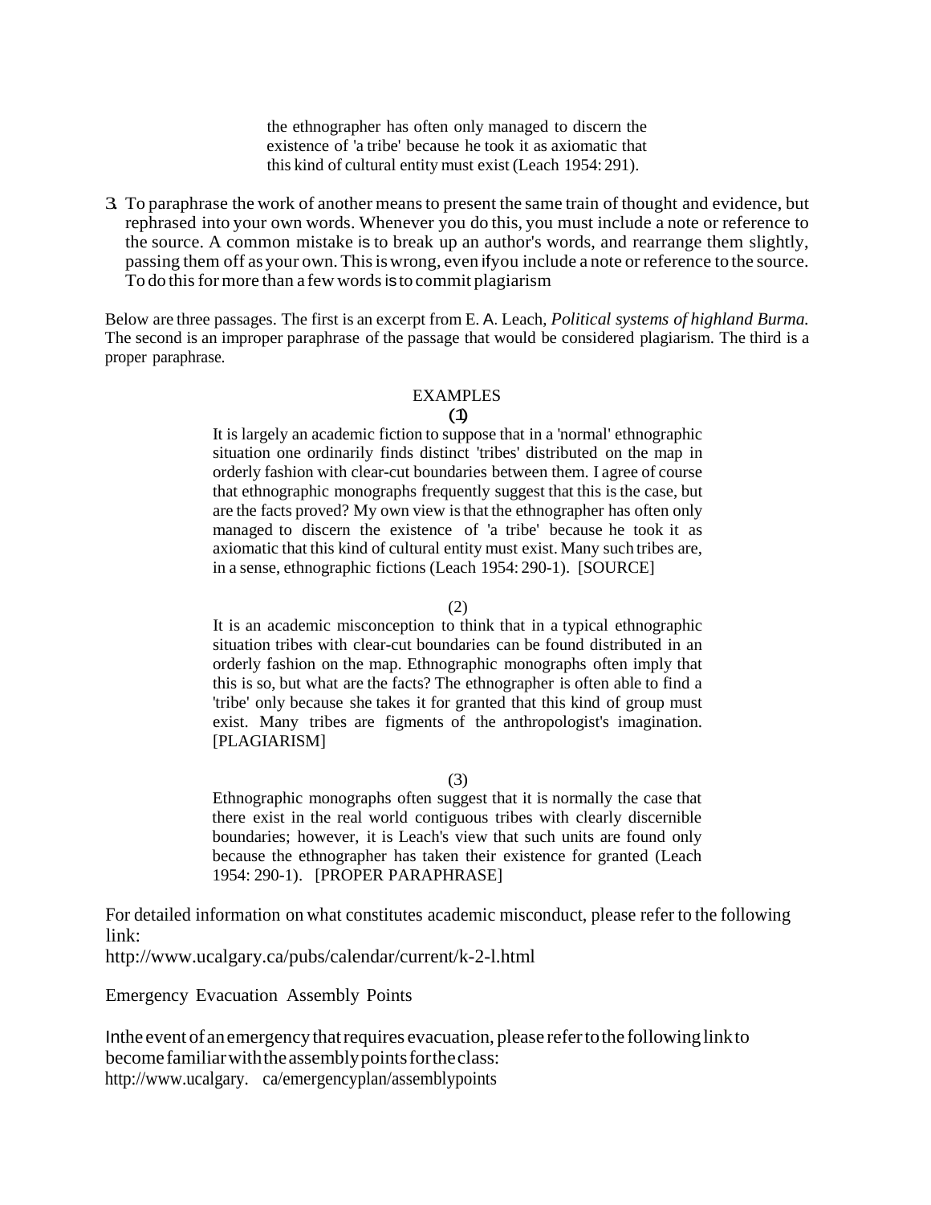> the ethnographer has often only managed to discern the existence of 'a tribe' because he took it as axiomatic that this kind of cultural entity must exist (Leach 1954: 291).

3. To paraphrase the work of another means to present the same train of thought and evidence, but rephrased into your own words. Whenever you do this, you must include a note or reference to the source. A common mistake is to break up an author's words, and rearrange them slightly, passing them off as your own. This is wrong, even if you include a note or reference to the source. To do this for more than a few words is to commit plagiarism

Below are three passages. The first is an excerpt from E. A. Leach, *Political systems of highland Burma.* The second is an improper paraphrase of the passage that would be considered plagiarism. The third is a proper paraphrase.

EXAMPLES

(1)

> It is largely an academic fiction to suppose that in a 'normal' ethnographic situation one ordinarily finds distinct 'tribes' distributed on the map in orderly fashion with clear-cut boundaries between them. I agree of course that ethnographic monographs frequently suggest that this is the case, but are the facts proved? My own view is that the ethnographer has often only managed to discern the existence of 'a tribe' because he took it as axiomatic that this kind of cultural entity must exist. Many such tribes are, in a sense, ethnographic fictions (Leach 1954: 290-1). [SOURCE]

(2)

> It is an academic misconception to think that in a typical ethnographic situation tribes with clear-cut boundaries can be found distributed in an orderly fashion on the map. Ethnographic monographs often imply that this is so, but what are the facts? The ethnographer is often able to find a 'tribe' only because she takes it for granted that this kind of group must exist. Many tribes are figments of the anthropologist's imagination. [PLAGIARISM]

(3)

> Ethnographic monographs often suggest that it is normally the case that there exist in the real world contiguous tribes with clearly discernible boundaries; however, it is Leach's view that such units are found only because the ethnographer has taken their existence for granted (Leach 1954: 290-1). [PROPER PARAPHRASE]

For detailed information on what constitutes academic misconduct, please refer to the following link:
http://www.ucalgary.ca/pubs/calendar/current/k-2-l.html

Emergency Evacuation Assembly Points

In the event of an emergency that requires evacuation, please refer to the following link to become familiar with the assembly points for the class:
http://www.ucalgary.ca/emergencyplan/assemblypoints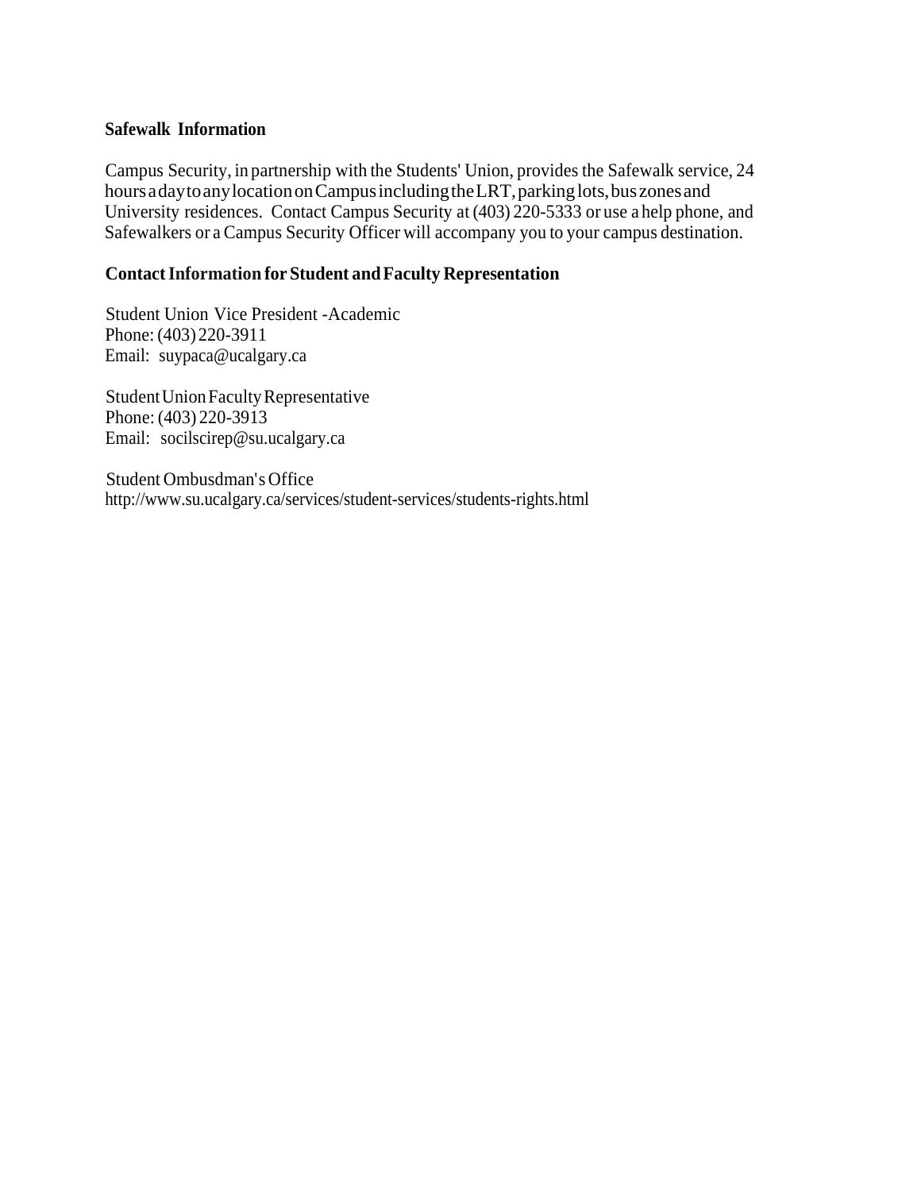**Safewalk Information**

Campus Security, in partnership with the Students' Union, provides the Safewalk service, 24 hours a day to any location on Campus including the LRT, parking lots, bus zones and University residences. Contact Campus Security at (403) 220-5333 or use a help phone, and Safewalkers or a Campus Security Officer will accompany you to your campus destination.

**Contact Information for Student and Faculty Representation**

Student Union Vice President -Academic
Phone: (403) 220-3911
Email: suypaca@ucalgary.ca

Student Union Faculty Representative
Phone: (403) 220-3913
Email: socilscirep@su.ucalgary.ca

Student Ombusdman's Office
http://www.su.ucalgary.ca/services/student-services/students-rights.html